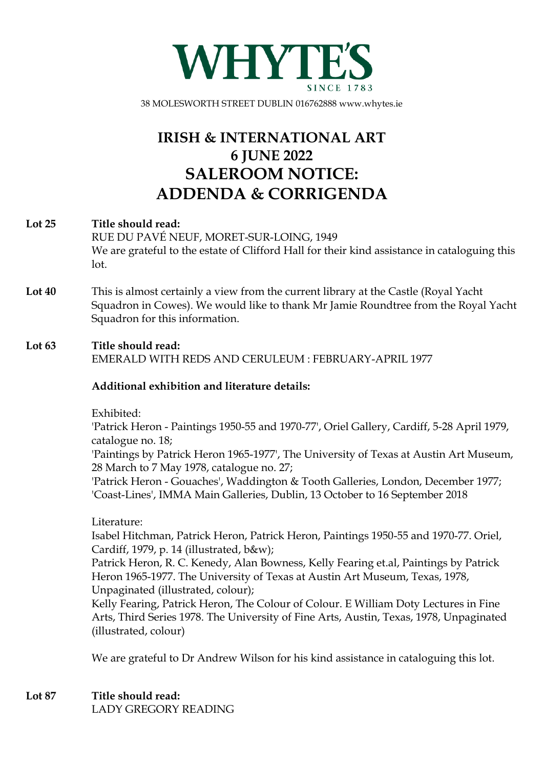# WHYTE'S

SINCE 1783

38 MOLESWORTH STREET DUBLIN 016762888 www.whytes.ie

# IRISH & INTERNATIONAL ART
# 6 JUNE 2022
# SALEROOM NOTICE:
# ADDENDA & CORRIGENDA

**Lot 25** **Title should read:**
RUE DU PAVÉ NEUF, MORET-SUR-LOING, 1949
We are grateful to the estate of Clifford Hall for their kind assistance in cataloguing this lot.

**Lot 40** This is almost certainly a view from the current library at the Castle (Royal Yacht Squadron in Cowes). We would like to thank Mr Jamie Roundtree from the Royal Yacht Squadron for this information.

**Lot 63** **Title should read:**
EMERALD WITH REDS AND CERULEUM : FEBRUARY-APRIL 1977

**Additional exhibition and literature details:**

Exhibited:
'Patrick Heron - Paintings 1950-55 and 1970-77', Oriel Gallery, Cardiff, 5-28 April 1979, catalogue no. 18;
'Paintings by Patrick Heron 1965-1977', The University of Texas at Austin Art Museum, 28 March to 7 May 1978, catalogue no. 27;
'Patrick Heron - Gouaches', Waddington & Tooth Galleries, London, December 1977;
'Coast-Lines', IMMA Main Galleries, Dublin, 13 October to 16 September 2018

Literature:
Isabel Hitchman, Patrick Heron, Patrick Heron, Paintings 1950-55 and 1970-77. Oriel, Cardiff, 1979, p. 14 (illustrated, b&w);
Patrick Heron, R. C. Kenedy, Alan Bowness, Kelly Fearing et.al, Paintings by Patrick Heron 1965-1977. The University of Texas at Austin Art Museum, Texas, 1978, Unpaginated (illustrated, colour);
Kelly Fearing, Patrick Heron, The Colour of Colour. E William Doty Lectures in Fine Arts, Third Series 1978. The University of Fine Arts, Austin, Texas, 1978, Unpaginated (illustrated, colour)

We are grateful to Dr Andrew Wilson for his kind assistance in cataloguing this lot.

**Lot 87** **Title should read:**
LADY GREGORY READING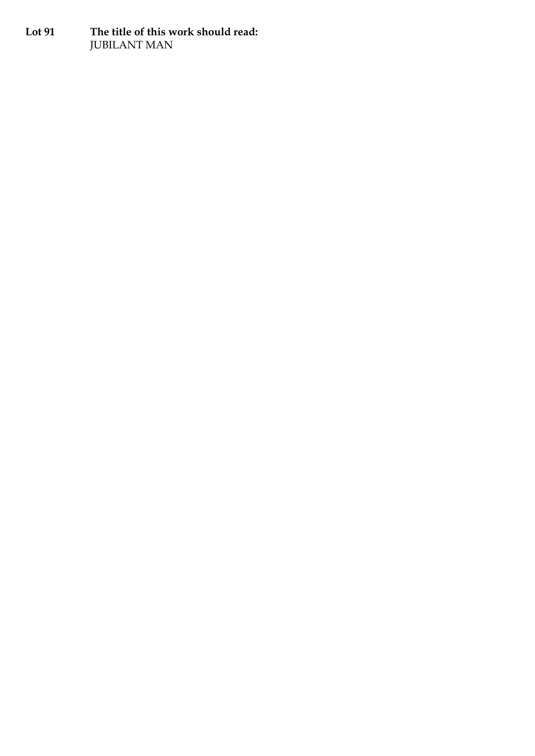**Lot 91** **The title of this work should read:**
JUBILANT MAN